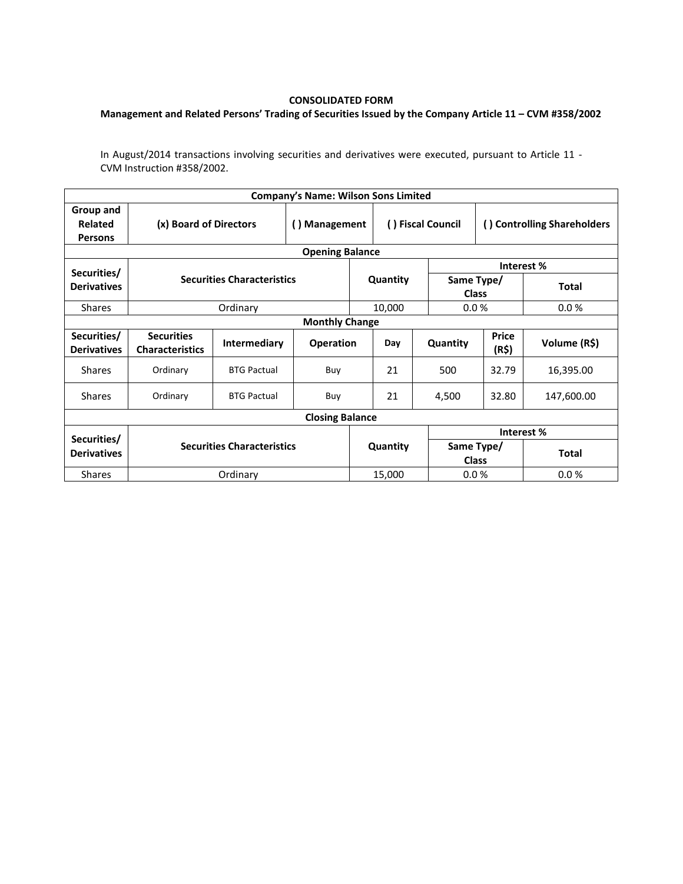**CONSOLIDATED FORM**

**Management and Related Persons' Trading of Securities Issued by the Company Article 11 – CVM #358/2002**

In August/2014 transactions involving securities and derivatives were executed, pursuant to Article 11 - CVM Instruction #358/2002.

| **Company's Name: Wilson Sons Limited** | | | | | | | |
|---|---|---|---|---|---|---|---|
| **Group and Related Persons** | **(x) Board of Directors** | | **( ) Management** | **( ) Fiscal Council** | | **( ) Controlling Shareholders** | |
| **Opening Balance** | | | | | | | |
| **Securities/ Derivatives** | **Securities Characteristics** | | | **Quantity** | | **Interest %** | |
| | | | | | | **Same Type/ Class** | **Total** |
| Shares | Ordinary | | | 10,000 | | 0.0 % | 0.0 % |
| **Monthly Change** | | | | | | | |
| **Securities/ Derivatives** | **Securities Characteristics** | **Intermediary** | **Operation** | **Day** | **Quantity** | **Price (R$)** | **Volume (R$)** |
| Shares | Ordinary | BTG Pactual | Buy | 21 | 500 | 32.79 | 16,395.00 |
| Shares | Ordinary | BTG Pactual | Buy | 21 | 4,500 | 32.80 | 147,600.00 |
| **Closing Balance** | | | | | | | |
| **Securities/ Derivatives** | **Securities Characteristics** | | | **Quantity** | | **Interest %** | |
| | | | | | | **Same Type/ Class** | **Total** |
| Shares | Ordinary | | | 15,000 | | 0.0 % | 0.0 % |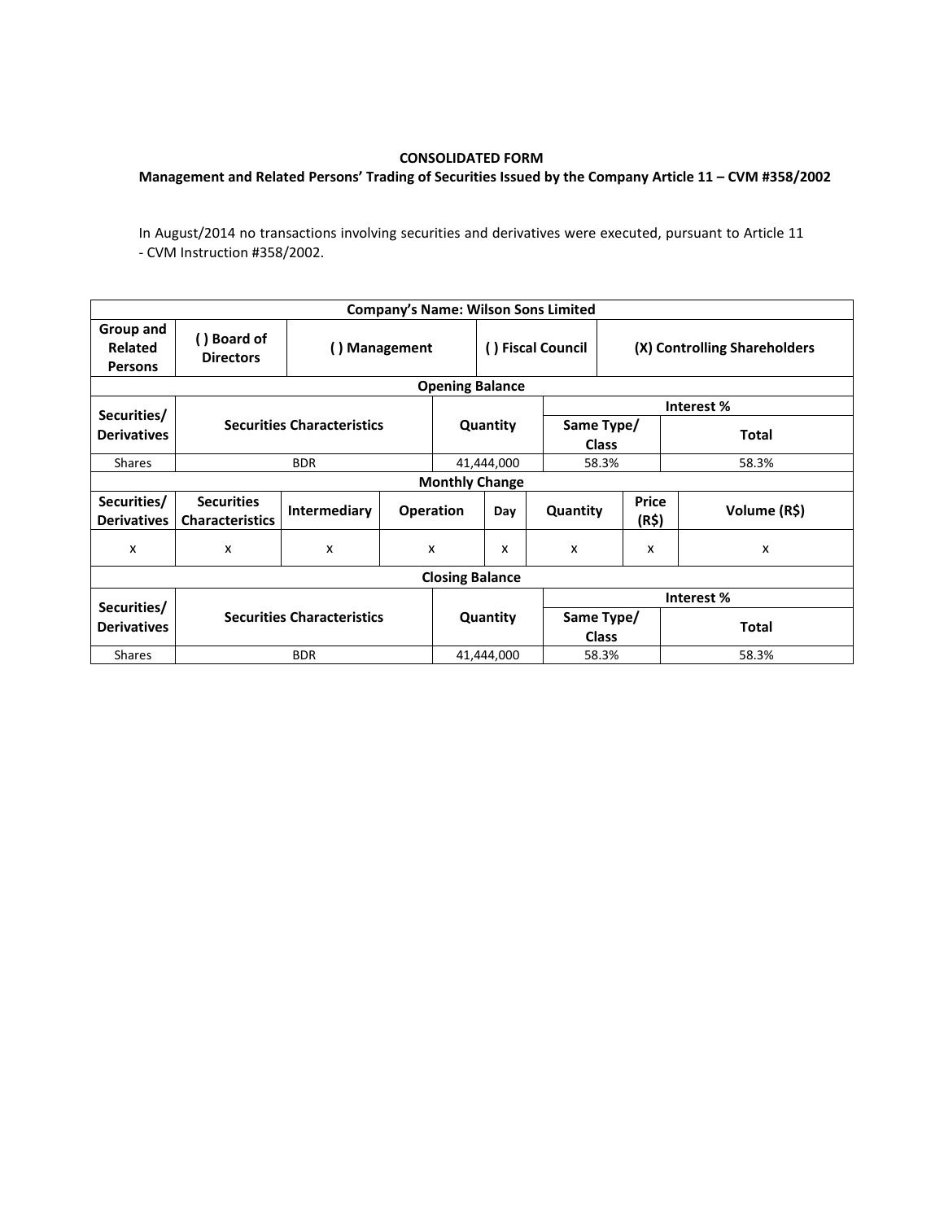**CONSOLIDATED FORM**

**Management and Related Persons' Trading of Securities Issued by the Company Article 11 – CVM #358/2002**

In August/2014 no transactions involving securities and derivatives were executed, pursuant to Article 11 - CVM Instruction #358/2002.

| Company's Name: Wilson Sons Limited | | | | | | | |
|---|---|---|---|---|---|---|---|
| **Group and Related Persons** | **( ) Board of Directors** | **( ) Management** | | **( ) Fiscal Council** | | **(X) Controlling Shareholders** | |
| **Opening Balance** | | | | | | | |
| **Securities/ Derivatives** | **Securities Characteristics** | | | **Quantity** | | **Interest %** | |
| | | | | | | **Same Type/ Class** | **Total** |
| Shares | BDR | | | 41,444,000 | | 58.3% | 58.3% |
| **Monthly Change** | | | | | | | |
| **Securities/ Derivatives** | **Securities Characteristics** | **Intermediary** | **Operation** | **Day** | **Quantity** | **Price (R$)** | **Volume (R$)** |
| x | x | x | x | x | x | x | x |
| **Closing Balance** | | | | | | | |
| **Securities/ Derivatives** | **Securities Characteristics** | | | **Quantity** | | **Interest %** | |
| | | | | | | **Same Type/ Class** | **Total** |
| Shares | BDR | | | 41,444,000 | | 58.3% | 58.3% |